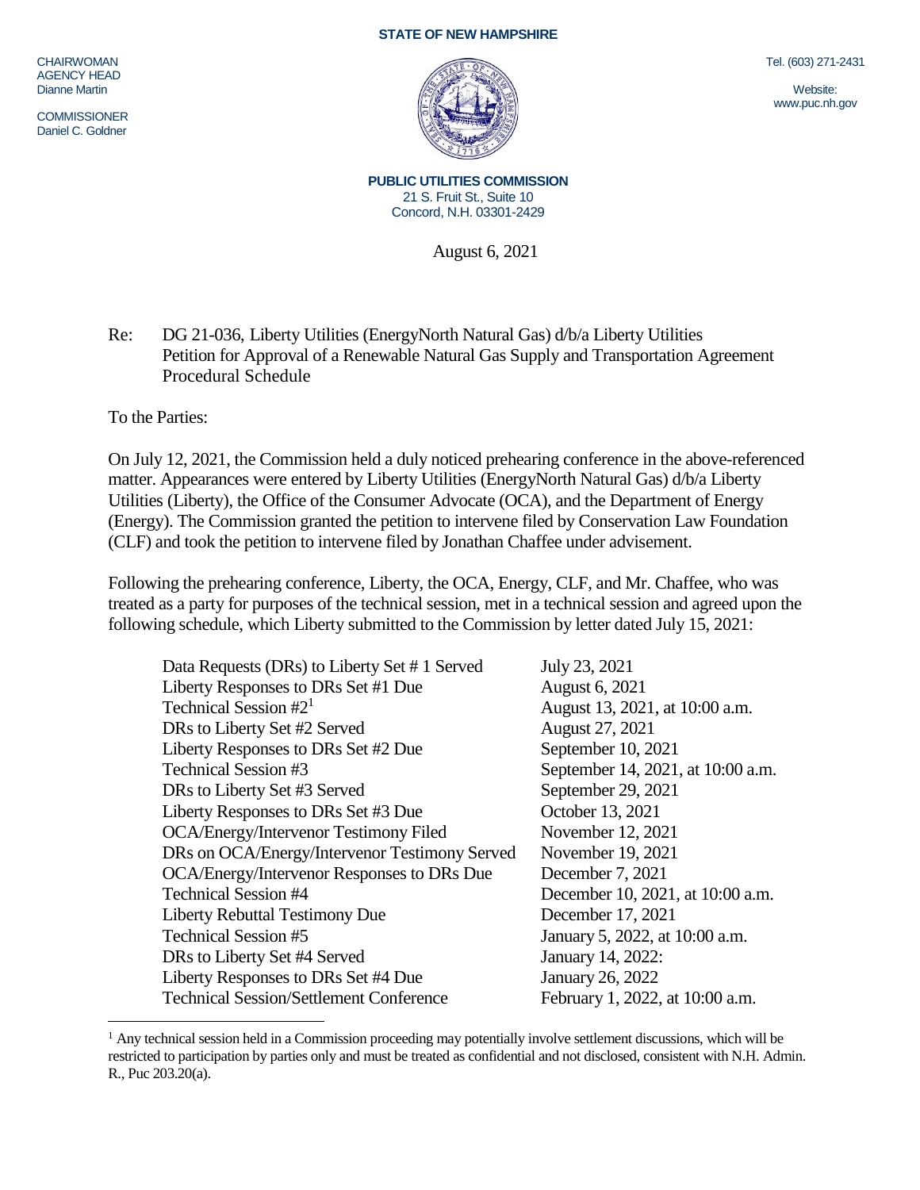**STATE OF NEW HAMPSHIRE**

CHAIRWOMAN
AGENCY HEAD
Dianne Martin

COMMISSIONER
Daniel C. Goldner

Tel. (603) 271-2431

Website:
www.puc.nh.gov

**PUBLIC UTILITIES COMMISSION**
21 S. Fruit St., Suite 10
Concord, N.H. 03301-2429

August 6, 2021

Re: DG 21-036, Liberty Utilities (EnergyNorth Natural Gas) d/b/a Liberty Utilities
Petition for Approval of a Renewable Natural Gas Supply and Transportation Agreement
Procedural Schedule

To the Parties:

On July 12, 2021, the Commission held a duly noticed prehearing conference in the above-referenced matter. Appearances were entered by Liberty Utilities (EnergyNorth Natural Gas) d/b/a Liberty Utilities (Liberty), the Office of the Consumer Advocate (OCA), and the Department of Energy (Energy). The Commission granted the petition to intervene filed by Conservation Law Foundation (CLF) and took the petition to intervene filed by Jonathan Chaffee under advisement.

Following the prehearing conference, Liberty, the OCA, Energy, CLF, and Mr. Chaffee, who was treated as a party for purposes of the technical session, met in a technical session and agreed upon the following schedule, which Liberty submitted to the Commission by letter dated July 15, 2021:

| | |
|---|---|
| Data Requests (DRs) to Liberty Set # 1 Served | July 23, 2021 |
| Liberty Responses to DRs Set #1 Due | August 6, 2021 |
| Technical Session #2[1] | August 13, 2021, at 10:00 a.m. |
| DRs to Liberty Set #2 Served | August 27, 2021 |
| Liberty Responses to DRs Set #2 Due | September 10, 2021 |
| Technical Session #3 | September 14, 2021, at 10:00 a.m. |
| DRs to Liberty Set #3 Served | September 29, 2021 |
| Liberty Responses to DRs Set #3 Due | October 13, 2021 |
| OCA/Energy/Intervenor Testimony Filed | November 12, 2021 |
| DRs on OCA/Energy/Intervenor Testimony Served | November 19, 2021 |
| OCA/Energy/Intervenor Responses to DRs Due | December 7, 2021 |
| Technical Session #4 | December 10, 2021, at 10:00 a.m. |
| Liberty Rebuttal Testimony Due | December 17, 2021 |
| Technical Session #5 | January 5, 2022, at 10:00 a.m. |
| DRs to Liberty Set #4 Served | January 14, 2022: |
| Liberty Responses to DRs Set #4 Due | January 26, 2022 |
| Technical Session/Settlement Conference | February 1, 2022, at 10:00 a.m. |

[1] Any technical session held in a Commission proceeding may potentially involve settlement discussions, which will be restricted to participation by parties only and must be treated as confidential and not disclosed, consistent with N.H. Admin. R., Puc 203.20(a).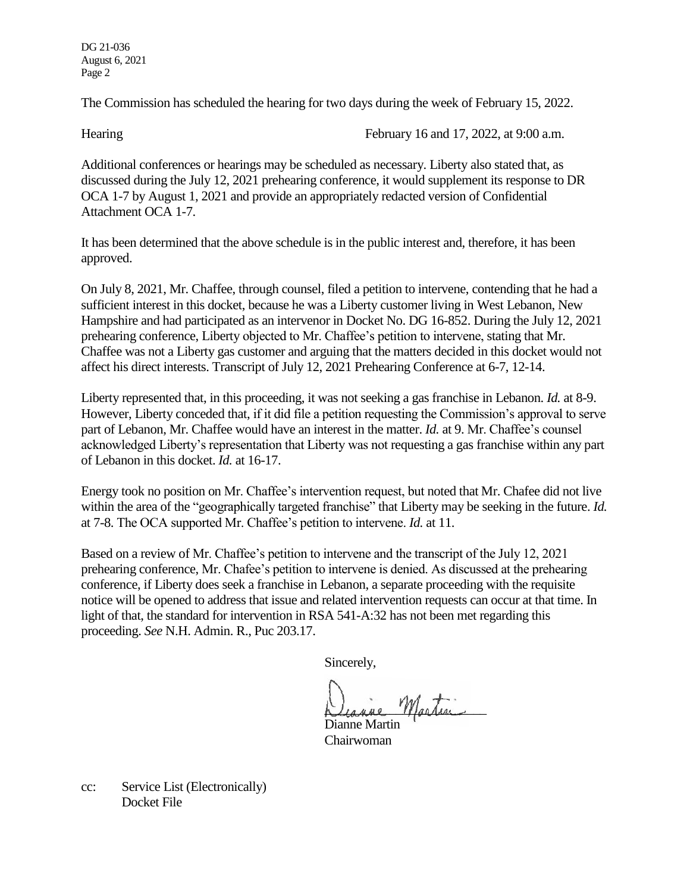The Commission has scheduled the hearing for two days during the week of February 15, 2022.

Hearing February 16 and 17, 2022, at 9:00 a.m.

Additional conferences or hearings may be scheduled as necessary. Liberty also stated that, as discussed during the July 12, 2021 prehearing conference, it would supplement its response to DR OCA 1-7 by August 1, 2021 and provide an appropriately redacted version of Confidential Attachment OCA 1-7.

It has been determined that the above schedule is in the public interest and, therefore, it has been approved.

On July 8, 2021, Mr. Chaffee, through counsel, filed a petition to intervene, contending that he had a sufficient interest in this docket, because he was a Liberty customer living in West Lebanon, New Hampshire and had participated as an intervenor in Docket No. DG 16-852. During the July 12, 2021 prehearing conference, Liberty objected to Mr. Chaffee's petition to intervene, stating that Mr. Chaffee was not a Liberty gas customer and arguing that the matters decided in this docket would not affect his direct interests. Transcript of July 12, 2021 Prehearing Conference at 6-7, 12-14.

Liberty represented that, in this proceeding, it was not seeking a gas franchise in Lebanon. *Id.* at 8-9. However, Liberty conceded that, if it did file a petition requesting the Commission's approval to serve part of Lebanon, Mr. Chaffee would have an interest in the matter. *Id.* at 9. Mr. Chaffee's counsel acknowledged Liberty's representation that Liberty was not requesting a gas franchise within any part of Lebanon in this docket. *Id.* at 16-17.

Energy took no position on Mr. Chaffee's intervention request, but noted that Mr. Chafee did not live within the area of the "geographically targeted franchise" that Liberty may be seeking in the future. *Id.* at 7-8. The OCA supported Mr. Chaffee's petition to intervene. *Id.* at 11.

Based on a review of Mr. Chaffee's petition to intervene and the transcript of the July 12, 2021 prehearing conference, Mr. Chafee's petition to intervene is denied. As discussed at the prehearing conference, if Liberty does seek a franchise in Lebanon, a separate proceeding with the requisite notice will be opened to address that issue and related intervention requests can occur at that time. In light of that, the standard for intervention in RSA 541-A:32 has not been met regarding this proceeding. *See* N.H. Admin. R., Puc 203.17.

Sincerely,

Dianne Martin
Chairwoman

cc: Service List (Electronically)
Docket File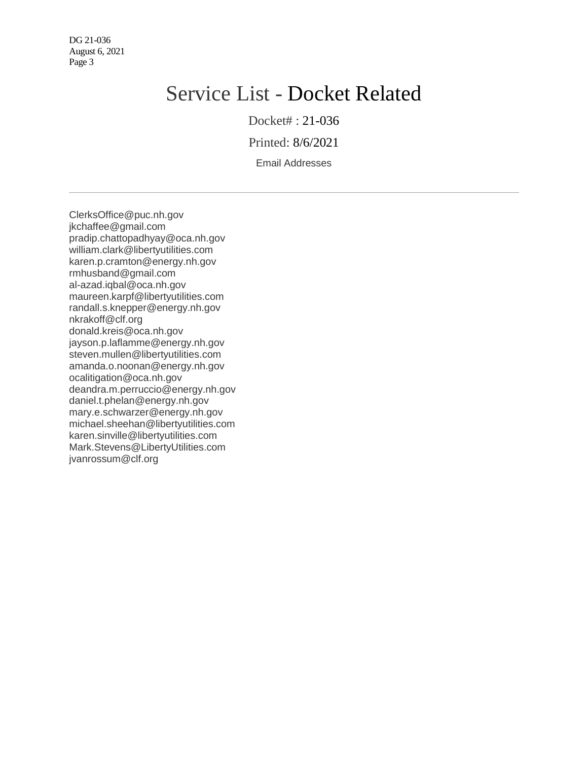# Service List - Docket Related

Docket# : 21-036

Printed: 8/6/2021

Email Addresses

---

ClerksOffice@puc.nh.gov
jkchaffee@gmail.com
pradip.chattopadhyay@oca.nh.gov
william.clark@libertyutilities.com
karen.p.cramton@energy.nh.gov
rmhusband@gmail.com
al-azad.iqbal@oca.nh.gov
maureen.karpf@libertyutilities.com
randall.s.knepper@energy.nh.gov
nkrakoff@clf.org
donald.kreis@oca.nh.gov
jayson.p.laflamme@energy.nh.gov
steven.mullen@libertyutilities.com
amanda.o.noonan@energy.nh.gov
ocalitigation@oca.nh.gov
deandra.m.perruccio@energy.nh.gov
daniel.t.phelan@energy.nh.gov
mary.e.schwarzer@energy.nh.gov
michael.sheehan@libertyutilities.com
karen.sinville@libertyutilities.com
Mark.Stevens@LibertyUtilities.com
jvanrossum@clf.org